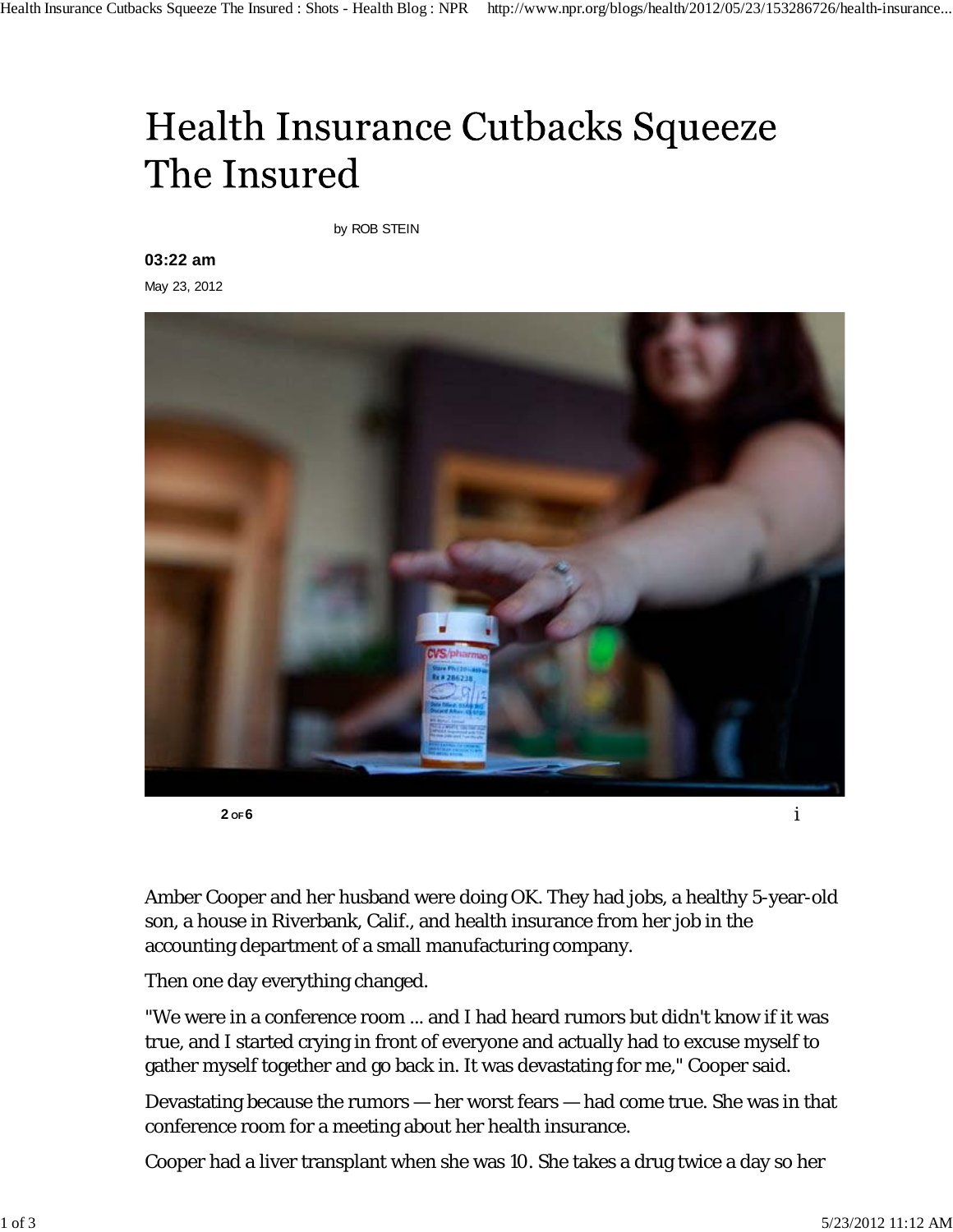# Health Insurance Cutbacks Squeeze The Insured

by ROB STEIN

**03:22 am**

May 23, 2012

**2** OF **6**

Amber Cooper and her husband were doing OK. They had jobs, a healthy 5-year-old son, a house in Riverbank, Calif., and health insurance from her job in the accounting department of a small manufacturing company.

Then one day everything changed.

"We were in a conference room ... and I had heard rumors but didn't know if it was true, and I started crying in front of everyone and actually had to excuse myself to gather myself together and go back in. It was devastating for me," Cooper said.

Devastating because the rumors — her worst fears — had come true. She was in that conference room for a meeting about her health insurance.

Cooper had a liver transplant when she was 10. She takes a drug twice a day so her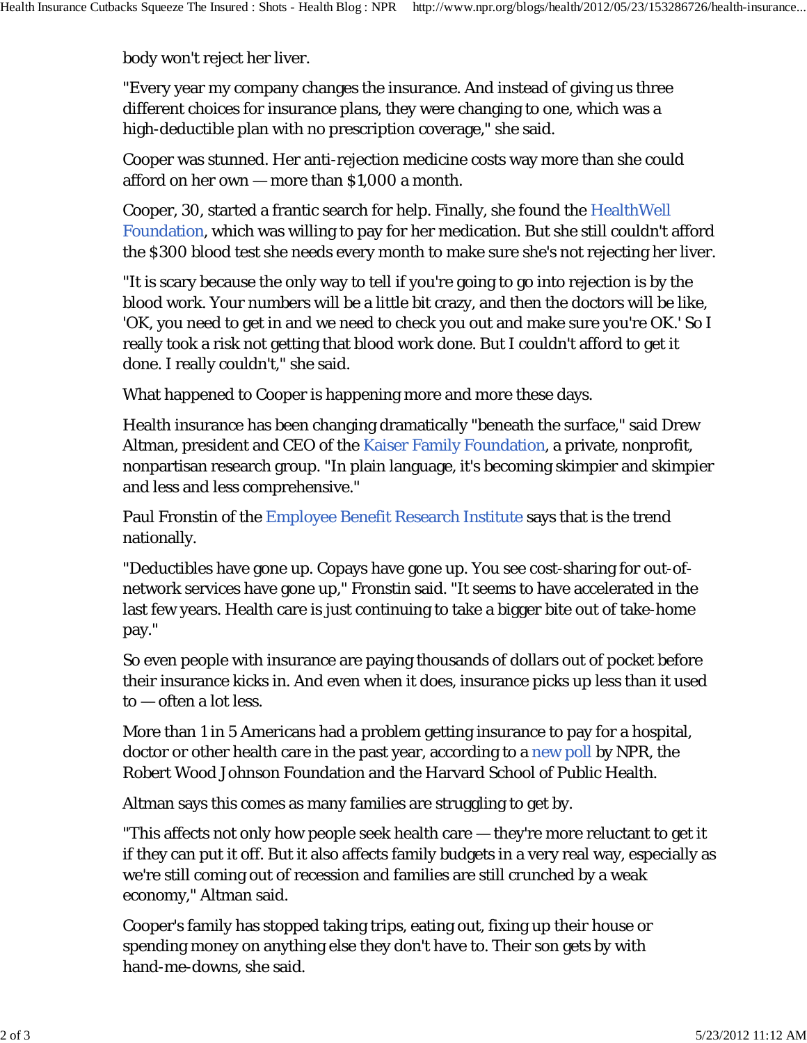body won't reject her liver.

"Every year my company changes the insurance. And instead of giving us three different choices for insurance plans, they were changing to one, which was a high-deductible plan with no prescription coverage," she said.

Cooper was stunned. Her anti-rejection medicine costs way more than she could afford on her own — more than $1,000 a month.

Cooper, 30, started a frantic search for help. Finally, she found the HealthWell Foundation, which was willing to pay for her medication. But she still couldn't afford the $300 blood test she needs every month to make sure she's not rejecting her liver.

"It is scary because the only way to tell if you're going to go into rejection is by the blood work. Your numbers will be a little bit crazy, and then the doctors will be like, 'OK, you need to get in and we need to check you out and make sure you're OK.' So I really took a risk not getting that blood work done. But I couldn't afford to get it done. I really couldn't," she said.

What happened to Cooper is happening more and more these days.

Health insurance has been changing dramatically "beneath the surface," said Drew Altman, president and CEO of the Kaiser Family Foundation, a private, nonprofit, nonpartisan research group. "In plain language, it's becoming skimpier and skimpier and less and less comprehensive."

Paul Fronstin of the Employee Benefit Research Institute says that is the trend nationally.

"Deductibles have gone up. Copays have gone up. You see cost-sharing for out-of-network services have gone up," Fronstin said. "It seems to have accelerated in the last few years. Health care is just continuing to take a bigger bite out of take-home pay."

So even people with insurance are paying thousands of dollars out of pocket before their insurance kicks in. And even when it does, insurance picks up less than it used to — often a lot less.

More than 1 in 5 Americans had a problem getting insurance to pay for a hospital, doctor or other health care in the past year, according to a new poll by NPR, the Robert Wood Johnson Foundation and the Harvard School of Public Health.

Altman says this comes as many families are struggling to get by.

"This affects not only how people seek health care — they're more reluctant to get it if they can put it off. But it also affects family budgets in a very real way, especially as we're still coming out of recession and families are still crunched by a weak economy," Altman said.

Cooper's family has stopped taking trips, eating out, fixing up their house or spending money on anything else they don't have to. Their son gets by with hand-me-downs, she said.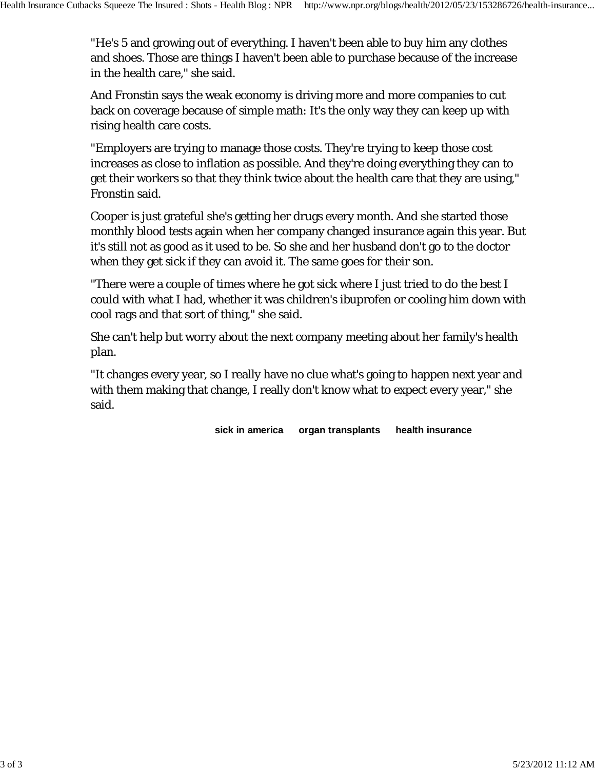"He's 5 and growing out of everything. I haven't been able to buy him any clothes and shoes. Those are things I haven't been able to purchase because of the increase in the health care," she said.

And Fronstin says the weak economy is driving more and more companies to cut back on coverage because of simple math: It's the only way they can keep up with rising health care costs.

"Employers are trying to manage those costs. They're trying to keep those cost increases as close to inflation as possible. And they're doing everything they can to get their workers so that they think twice about the health care that they are using," Fronstin said.

Cooper is just grateful she's getting her drugs every month. And she started those monthly blood tests again when her company changed insurance again this year. But it's still not as good as it used to be. So she and her husband don't go to the doctor when they get sick if they can avoid it. The same goes for their son.

"There were a couple of times where he got sick where I just tried to do the best I could with what I had, whether it was children's ibuprofen or cooling him down with cool rags and that sort of thing," she said.

She can't help but worry about the next company meeting about her family's health plan.

"It changes every year, so I really have no clue what's going to happen next year and with them making that change, I really don't know what to expect every year," she said.

**sick in america** **organ transplants** **health insurance**